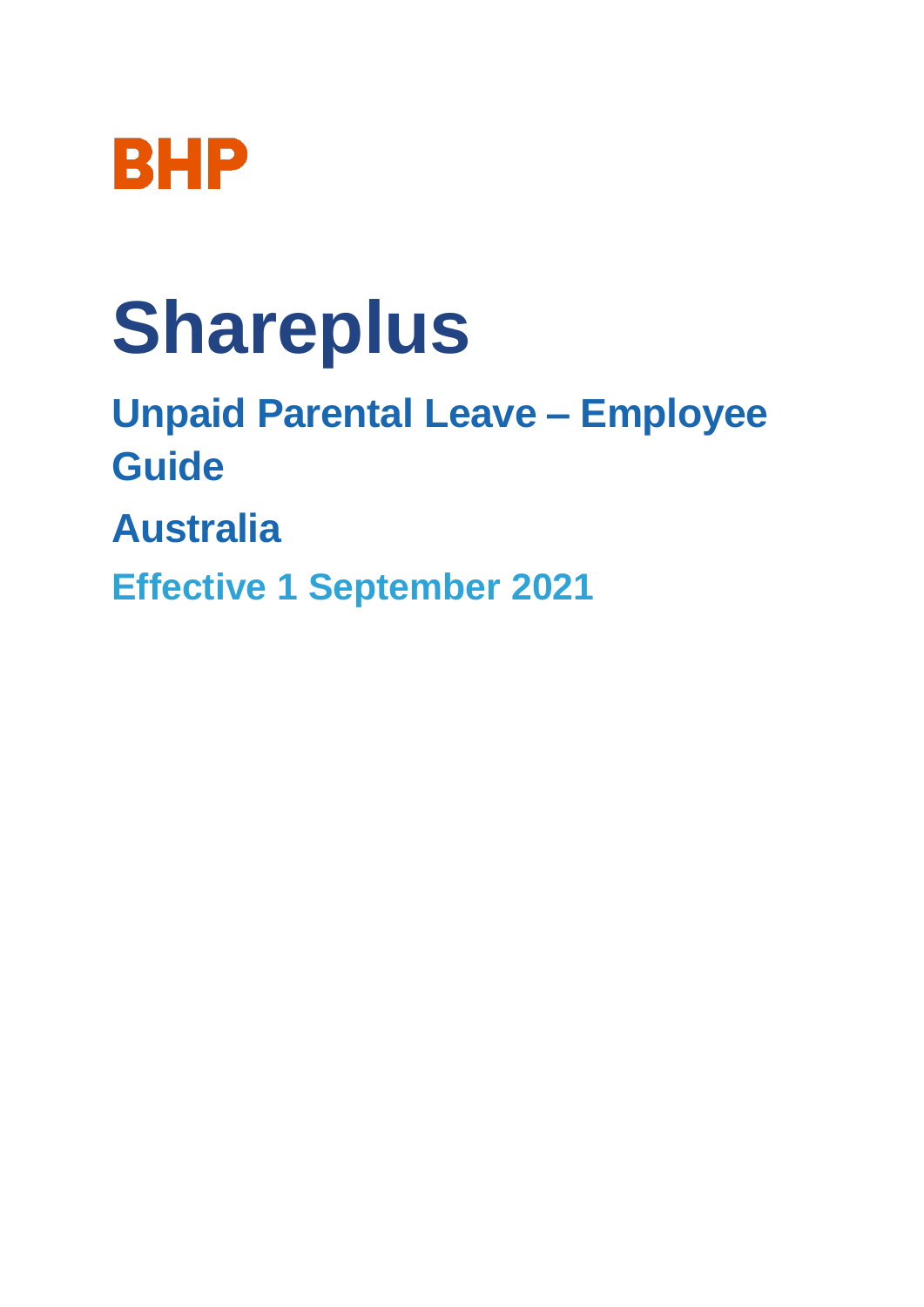BHP

# Shareplus

## Unpaid Parental Leave – Employee Guide

## Australia

### Effective 1 September 2021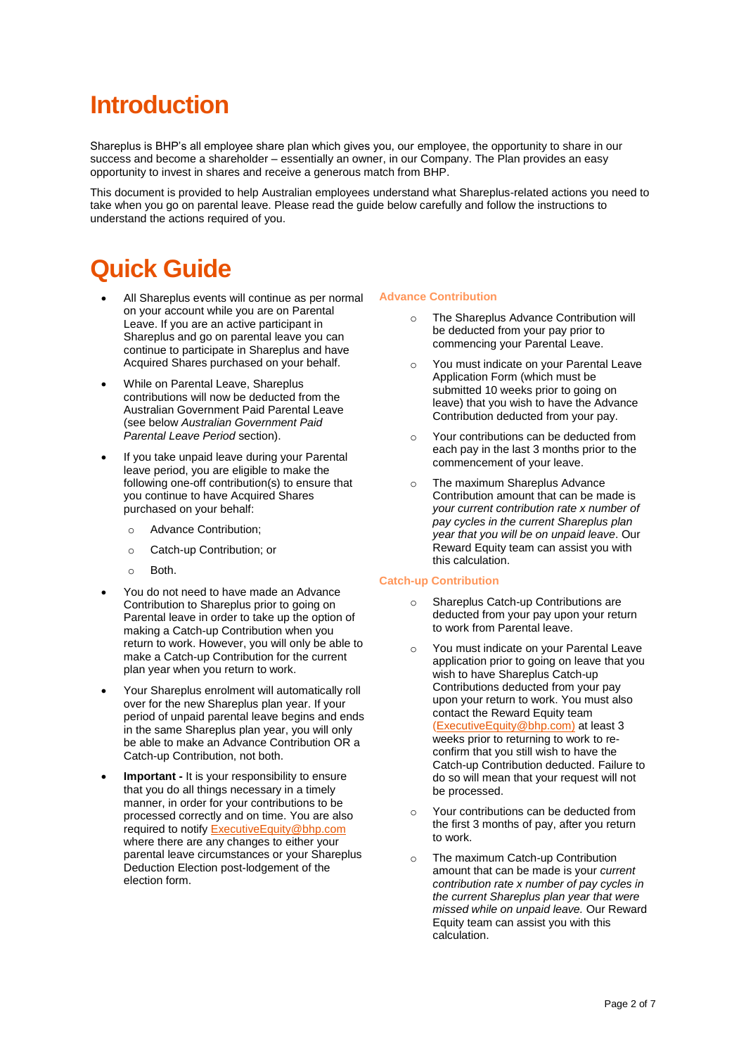# Introduction

Shareplus is BHP's all employee share plan which gives you, our employee, the opportunity to share in our success and become a shareholder – essentially an owner, in our Company. The Plan provides an easy opportunity to invest in shares and receive a generous match from BHP.

This document is provided to help Australian employees understand what Shareplus-related actions you need to take when you go on parental leave. Please read the guide below carefully and follow the instructions to understand the actions required of you.

# Quick Guide

- All Shareplus events will continue as per normal on your account while you are on Parental Leave. If you are an active participant in Shareplus and go on parental leave you can continue to participate in Shareplus and have Acquired Shares purchased on your behalf.
- While on Parental Leave, Shareplus contributions will now be deducted from the Australian Government Paid Parental Leave (see below *Australian Government Paid Parental Leave Period* section).
- If you take unpaid leave during your Parental leave period, you are eligible to make the following one-off contribution(s) to ensure that you continue to have Acquired Shares purchased on your behalf:
  - Advance Contribution;
  - Catch-up Contribution; or
  - Both.
- You do not need to have made an Advance Contribution to Shareplus prior to going on Parental leave in order to take up the option of making a Catch-up Contribution when you return to work. However, you will only be able to make a Catch-up Contribution for the current plan year when you return to work.
- Your Shareplus enrolment will automatically roll over for the new Shareplus plan year. If your period of unpaid parental leave begins and ends in the same Shareplus plan year, you will only be able to make an Advance Contribution OR a Catch-up Contribution, not both.
- **Important -** It is your responsibility to ensure that you do all things necessary in a timely manner, in order for your contributions to be processed correctly and on time. You are also required to notify ExecutiveEquity@bhp.com where there are any changes to either your parental leave circumstances or your Shareplus Deduction Election post-lodgement of the election form.

### Advance Contribution

- The Shareplus Advance Contribution will be deducted from your pay prior to commencing your Parental Leave.
- You must indicate on your Parental Leave Application Form (which must be submitted 10 weeks prior to going on leave) that you wish to have the Advance Contribution deducted from your pay.
- Your contributions can be deducted from each pay in the last 3 months prior to the commencement of your leave.
- The maximum Shareplus Advance Contribution amount that can be made is *your current contribution rate x number of pay cycles in the current Shareplus plan year that you will be on unpaid leave*. Our Reward Equity team can assist you with this calculation.

### Catch-up Contribution

- Shareplus Catch-up Contributions are deducted from your pay upon your return to work from Parental leave.
- You must indicate on your Parental Leave application prior to going on leave that you wish to have Shareplus Catch-up Contributions deducted from your pay upon your return to work. You must also contact the Reward Equity team (ExecutiveEquity@bhp.com) at least 3 weeks prior to returning to work to re-confirm that you still wish to have the Catch-up Contribution deducted. Failure to do so will mean that your request will not be processed.
- Your contributions can be deducted from the first 3 months of pay, after you return to work.
- The maximum Catch-up Contribution amount that can be made is your *current contribution rate x number of pay cycles in the current Shareplus plan year that were missed while on unpaid leave.* Our Reward Equity team can assist you with this calculation.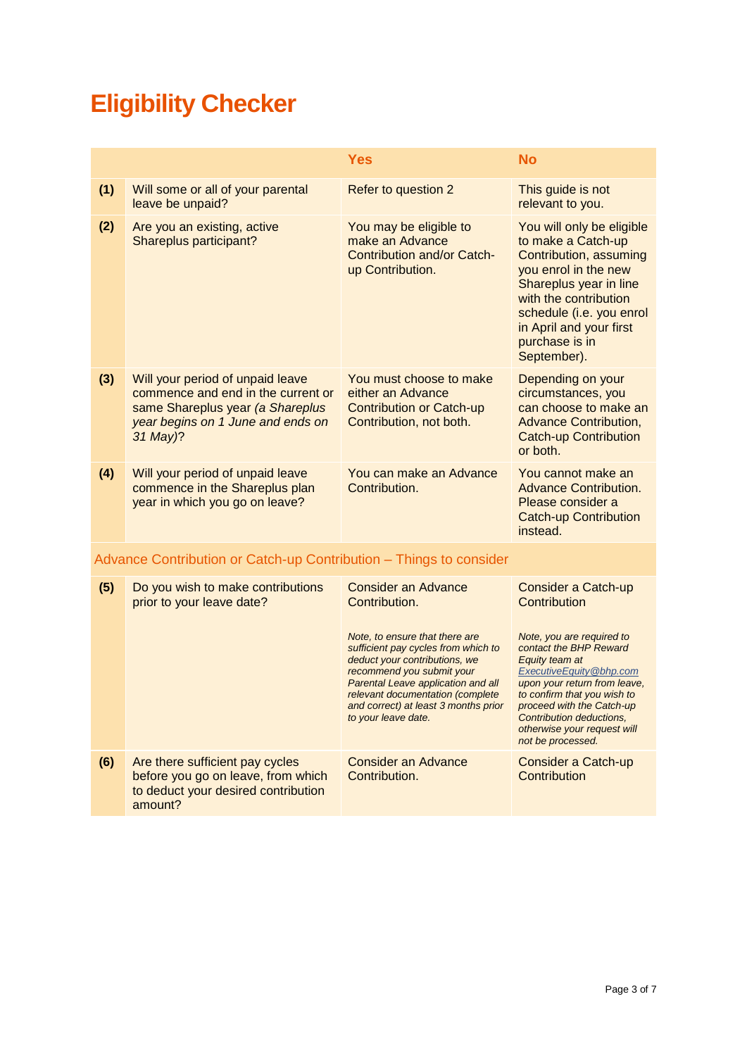# Eligibility Checker

| | | Yes | No |
|---|---|---|---|
| **(1)** | Will some or all of your parental leave be unpaid? | Refer to question 2 | This guide is not relevant to you. |
| **(2)** | Are you an existing, active Shareplus participant? | You may be eligible to make an Advance Contribution and/or Catch-up Contribution. | You will only be eligible to make a Catch-up Contribution, assuming you enrol in the new Shareplus year in line with the contribution schedule (i.e. you enrol in April and your first purchase is in September). |
| **(3)** | Will your period of unpaid leave commence and end in the current or same Shareplus year *(a Shareplus year begins on 1 June and ends on 31 May)*? | You must choose to make either an Advance Contribution or Catch-up Contribution, not both. | Depending on your circumstances, you can choose to make an Advance Contribution, Catch-up Contribution or both. |
| **(4)** | Will your period of unpaid leave commence in the Shareplus plan year in which you go on leave? | You can make an Advance Contribution. | You cannot make an Advance Contribution. Please consider a Catch-up Contribution instead. |
| | **Advance Contribution or Catch-up Contribution – Things to consider** | | |
| **(5)** | Do you wish to make contributions prior to your leave date? | Consider an Advance Contribution.<br><br>*Note, to ensure that there are sufficient pay cycles from which to deduct your contributions, we recommend you submit your Parental Leave application and all relevant documentation (complete and correct) at least 3 months prior to your leave date.* | Consider a Catch-up Contribution<br><br>*Note, you are required to contact the BHP Reward Equity team at ExecutiveEquity@bhp.com upon your return from leave, to confirm that you wish to proceed with the Catch-up Contribution deductions, otherwise your request will not be processed.* |
| **(6)** | Are there sufficient pay cycles before you go on leave, from which to deduct your desired contribution amount? | Consider an Advance Contribution. | Consider a Catch-up Contribution |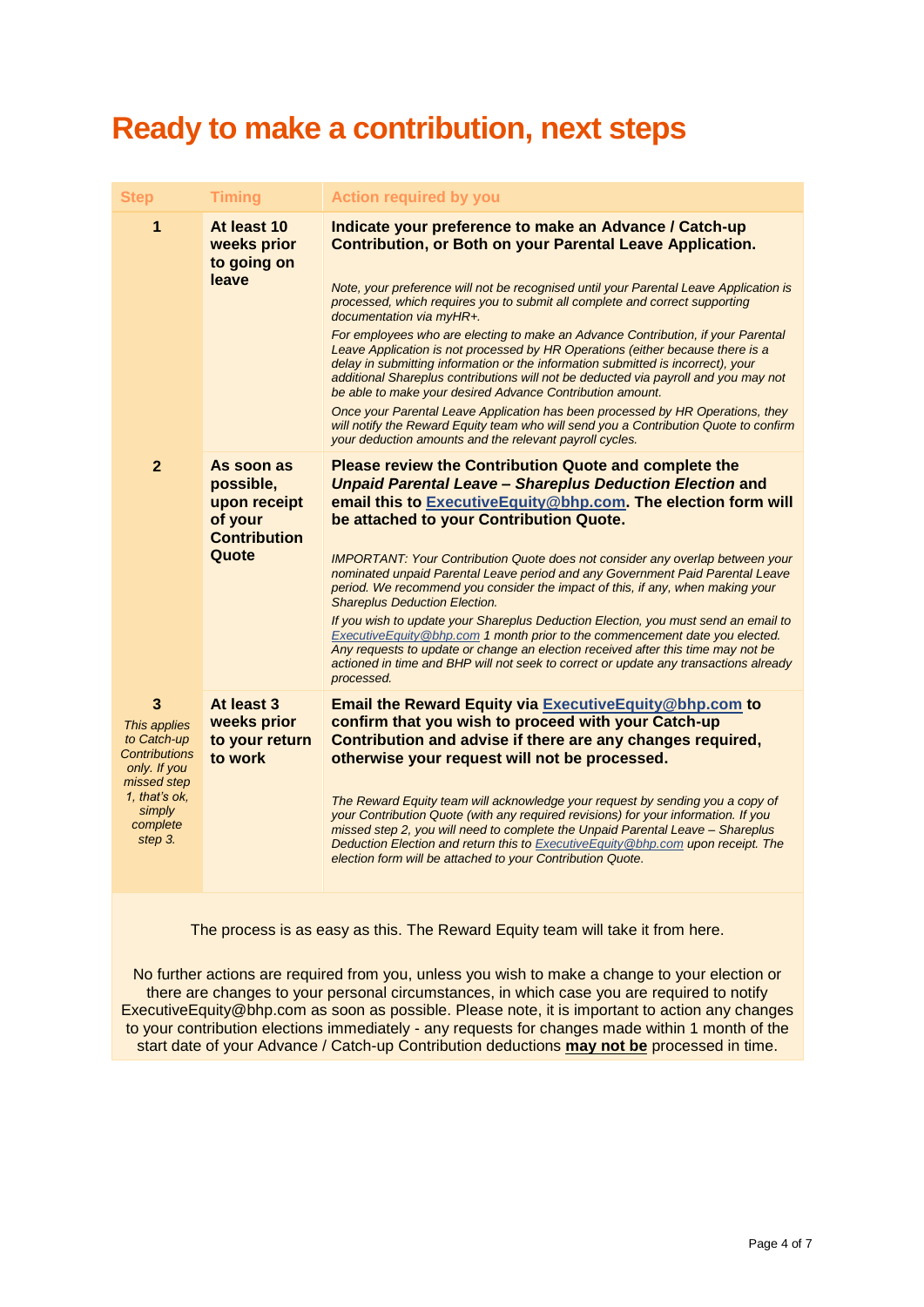# Ready to make a contribution, next steps

| Step | Timing | Action required by you |
|---|---|---|
| **1** | **At least 10 weeks prior to going on leave** | **Indicate your preference to make an Advance / Catch-up Contribution, or Both on your Parental Leave Application.**<br><br>*Note, your preference will not be recognised until your Parental Leave Application is processed, which requires you to submit all complete and correct supporting documentation via myHR+.*<br><br>*For employees who are electing to make an Advance Contribution, if your Parental Leave Application is not processed by HR Operations (either because there is a delay in submitting information or the information submitted is incorrect), your additional Shareplus contributions will not be deducted via payroll and you may not be able to make your desired Advance Contribution amount.*<br><br>*Once your Parental Leave Application has been processed by HR Operations, they will notify the Reward Equity team who will send you a Contribution Quote to confirm your deduction amounts and the relevant payroll cycles.* |
| **2** | **As soon as possible, upon receipt of your Contribution Quote** | **Please review the Contribution Quote and complete the *Unpaid Parental Leave – Shareplus Deduction Election* and email this to ExecutiveEquity@bhp.com. The election form will be attached to your Contribution Quote.**<br><br>*IMPORTANT: Your Contribution Quote does not consider any overlap between your nominated unpaid Parental Leave period and any Government Paid Parental Leave period. We recommend you consider the impact of this, if any, when making your Shareplus Deduction Election.*<br><br>*If you wish to update your Shareplus Deduction Election, you must send an email to ExecutiveEquity@bhp.com 1 month prior to the commencement date you elected. Any requests to update or change an election received after this time may not be actioned in time and BHP will not seek to correct or update any transactions already processed.* |
| **3**<br><br>*This applies to Catch-up Contributions only. If you missed step 1, that's ok, simply complete step 3.* | **At least 3 weeks prior to your return to work** | **Email the Reward Equity via ExecutiveEquity@bhp.com to confirm that you wish to proceed with your Catch-up Contribution and advise if there are any changes required, otherwise your request will not be processed.**<br><br>*The Reward Equity team will acknowledge your request by sending you a copy of your Contribution Quote (with any required revisions) for your information. If you missed step 2, you will need to complete the Unpaid Parental Leave – Shareplus Deduction Election and return this to ExecutiveEquity@bhp.com upon receipt. The election form will be attached to your Contribution Quote.* |

The process is as easy as this. The Reward Equity team will take it from here.

No further actions are required from you, unless you wish to make a change to your election or there are changes to your personal circumstances, in which case you are required to notify ExecutiveEquity@bhp.com as soon as possible. Please note, it is important to action any changes to your contribution elections immediately - any requests for changes made within 1 month of the start date of your Advance / Catch-up Contribution deductions **may not be** processed in time.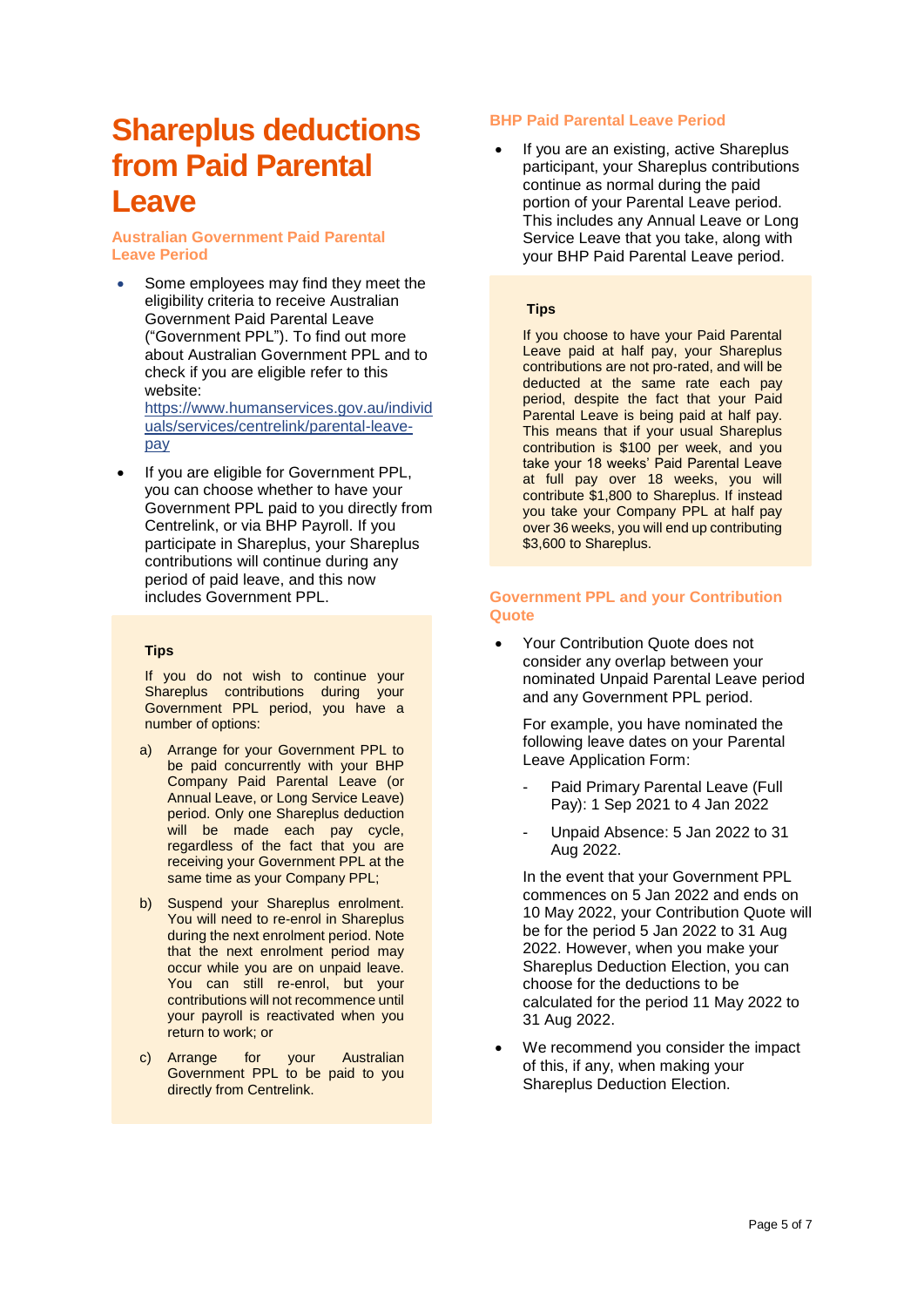# Shareplus deductions from Paid Parental Leave

### Australian Government Paid Parental Leave Period

- Some employees may find they meet the eligibility criteria to receive Australian Government Paid Parental Leave ("Government PPL"). To find out more about Australian Government PPL and to check if you are eligible refer to this website: [https://www.humanservices.gov.au/individuals/services/centrelink/parental-leave-pay](https://www.humanservices.gov.au/individuals/services/centrelink/parental-leave-pay)
- If you are eligible for Government PPL, you can choose whether to have your Government PPL paid to you directly from Centrelink, or via BHP Payroll. If you participate in Shareplus, your Shareplus contributions will continue during any period of paid leave, and this now includes Government PPL.

> **Tips**
>
> If you do not wish to continue your Shareplus contributions during your Government PPL period, you have a number of options:
>
> a) Arrange for your Government PPL to be paid concurrently with your BHP Company Paid Parental Leave (or Annual Leave, or Long Service Leave) period. Only one Shareplus deduction will be made each pay cycle, regardless of the fact that you are receiving your Government PPL at the same time as your Company PPL;
>
> b) Suspend your Shareplus enrolment. You will need to re-enrol in Shareplus during the next enrolment period. Note that the next enrolment period may occur while you are on unpaid leave. You can still re-enrol, but your contributions will not recommence until your payroll is reactivated when you return to work; or
>
> c) Arrange for your Australian Government PPL to be paid to you directly from Centrelink.

### BHP Paid Parental Leave Period

- If you are an existing, active Shareplus participant, your Shareplus contributions continue as normal during the paid portion of your Parental Leave period. This includes any Annual Leave or Long Service Leave that you take, along with your BHP Paid Parental Leave period.

> **Tips**
>
> If you choose to have your Paid Parental Leave paid at half pay, your Shareplus contributions are not pro-rated, and will be deducted at the same rate each pay period, despite the fact that your Paid Parental Leave is being paid at half pay. This means that if your usual Shareplus contribution is $100 per week, and you take your 18 weeks' Paid Parental Leave at full pay over 18 weeks, you will contribute $1,800 to Shareplus. If instead you take your Company PPL at half pay over 36 weeks, you will end up contributing $3,600 to Shareplus.

### Government PPL and your Contribution Quote

- Your Contribution Quote does not consider any overlap between your nominated Unpaid Parental Leave period and any Government PPL period.

  For example, you have nominated the following leave dates on your Parental Leave Application Form:

  - Paid Primary Parental Leave (Full Pay): 1 Sep 2021 to 4 Jan 2022
  - Unpaid Absence: 5 Jan 2022 to 31 Aug 2022.

  In the event that your Government PPL commences on 5 Jan 2022 and ends on 10 May 2022, your Contribution Quote will be for the period 5 Jan 2022 to 31 Aug 2022. However, when you make your Shareplus Deduction Election, you can choose for the deductions to be calculated for the period 11 May 2022 to 31 Aug 2022.

- We recommend you consider the impact of this, if any, when making your Shareplus Deduction Election.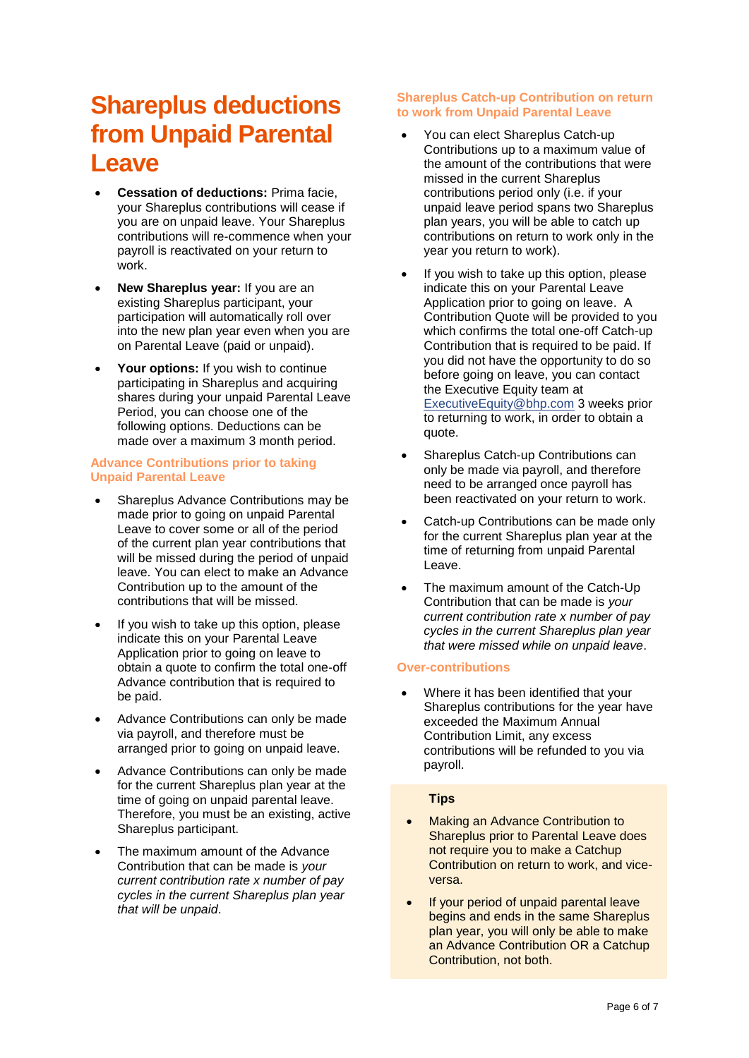# Shareplus deductions from Unpaid Parental Leave

- **Cessation of deductions:** Prima facie, your Shareplus contributions will cease if you are on unpaid leave. Your Shareplus contributions will re-commence when your payroll is reactivated on your return to work.
- **New Shareplus year:** If you are an existing Shareplus participant, your participation will automatically roll over into the new plan year even when you are on Parental Leave (paid or unpaid).
- **Your options:** If you wish to continue participating in Shareplus and acquiring shares during your unpaid Parental Leave Period, you can choose one of the following options. Deductions can be made over a maximum 3 month period.

### Advance Contributions prior to taking Unpaid Parental Leave

- Shareplus Advance Contributions may be made prior to going on unpaid Parental Leave to cover some or all of the period of the current plan year contributions that will be missed during the period of unpaid leave. You can elect to make an Advance Contribution up to the amount of the contributions that will be missed.
- If you wish to take up this option, please indicate this on your Parental Leave Application prior to going on leave to obtain a quote to confirm the total one-off Advance contribution that is required to be paid.
- Advance Contributions can only be made via payroll, and therefore must be arranged prior to going on unpaid leave.
- Advance Contributions can only be made for the current Shareplus plan year at the time of going on unpaid parental leave. Therefore, you must be an existing, active Shareplus participant.
- The maximum amount of the Advance Contribution that can be made is *your current contribution rate x number of pay cycles in the current Shareplus plan year that will be unpaid*.

### Shareplus Catch-up Contribution on return to work from Unpaid Parental Leave

- You can elect Shareplus Catch-up Contributions up to a maximum value of the amount of the contributions that were missed in the current Shareplus contributions period only (i.e. if your unpaid leave period spans two Shareplus plan years, you will be able to catch up contributions on return to work only in the year you return to work).
- If you wish to take up this option, please indicate this on your Parental Leave Application prior to going on leave. A Contribution Quote will be provided to you which confirms the total one-off Catch-up Contribution that is required to be paid. If you did not have the opportunity to do so before going on leave, you can contact the Executive Equity team at ExecutiveEquity@bhp.com 3 weeks prior to returning to work, in order to obtain a quote.
- Shareplus Catch-up Contributions can only be made via payroll, and therefore need to be arranged once payroll has been reactivated on your return to work.
- Catch-up Contributions can be made only for the current Shareplus plan year at the time of returning from unpaid Parental Leave.
- The maximum amount of the Catch-Up Contribution that can be made is *your current contribution rate x number of pay cycles in the current Shareplus plan year that were missed while on unpaid leave*.

### Over-contributions

- Where it has been identified that your Shareplus contributions for the year have exceeded the Maximum Annual Contribution Limit, any excess contributions will be refunded to you via payroll.

**Tips**

- Making an Advance Contribution to Shareplus prior to Parental Leave does not require you to make a Catchup Contribution on return to work, and vice-versa.
- If your period of unpaid parental leave begins and ends in the same Shareplus plan year, you will only be able to make an Advance Contribution OR a Catchup Contribution, not both.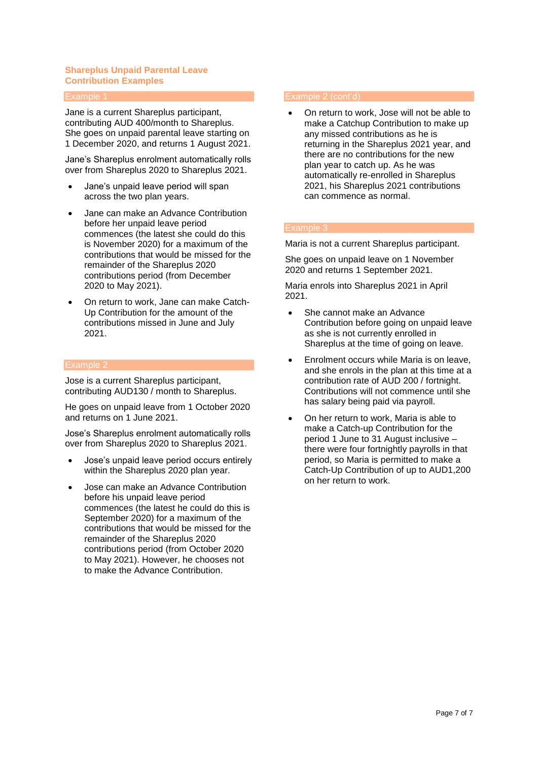## Shareplus Unpaid Parental Leave Contribution Examples

### Example 1

Jane is a current Shareplus participant, contributing AUD 400/month to Shareplus. She goes on unpaid parental leave starting on 1 December 2020, and returns 1 August 2021.

Jane's Shareplus enrolment automatically rolls over from Shareplus 2020 to Shareplus 2021.

- Jane's unpaid leave period will span across the two plan years.
- Jane can make an Advance Contribution before her unpaid leave period commences (the latest she could do this is November 2020) for a maximum of the contributions that would be missed for the remainder of the Shareplus 2020 contributions period (from December 2020 to May 2021).
- On return to work, Jane can make Catch-Up Contribution for the amount of the contributions missed in June and July 2021.

### Example 2

Jose is a current Shareplus participant, contributing AUD130 / month to Shareplus.

He goes on unpaid leave from 1 October 2020 and returns on 1 June 2021.

Jose's Shareplus enrolment automatically rolls over from Shareplus 2020 to Shareplus 2021.

- Jose's unpaid leave period occurs entirely within the Shareplus 2020 plan year.
- Jose can make an Advance Contribution before his unpaid leave period commences (the latest he could do this is September 2020) for a maximum of the contributions that would be missed for the remainder of the Shareplus 2020 contributions period (from October 2020 to May 2021). However, he chooses not to make the Advance Contribution.

### Example 2 (cont'd)

- On return to work, Jose will not be able to make a Catchup Contribution to make up any missed contributions as he is returning in the Shareplus 2021 year, and there are no contributions for the new plan year to catch up. As he was automatically re-enrolled in Shareplus 2021, his Shareplus 2021 contributions can commence as normal.

### Example 3

Maria is not a current Shareplus participant.

She goes on unpaid leave on 1 November 2020 and returns 1 September 2021.

Maria enrols into Shareplus 2021 in April 2021.

- She cannot make an Advance Contribution before going on unpaid leave as she is not currently enrolled in Shareplus at the time of going on leave.
- Enrolment occurs while Maria is on leave, and she enrols in the plan at this time at a contribution rate of AUD 200 / fortnight. Contributions will not commence until she has salary being paid via payroll.
- On her return to work, Maria is able to make a Catch-up Contribution for the period 1 June to 31 August inclusive – there were four fortnightly payrolls in that period, so Maria is permitted to make a Catch-Up Contribution of up to AUD1,200 on her return to work.